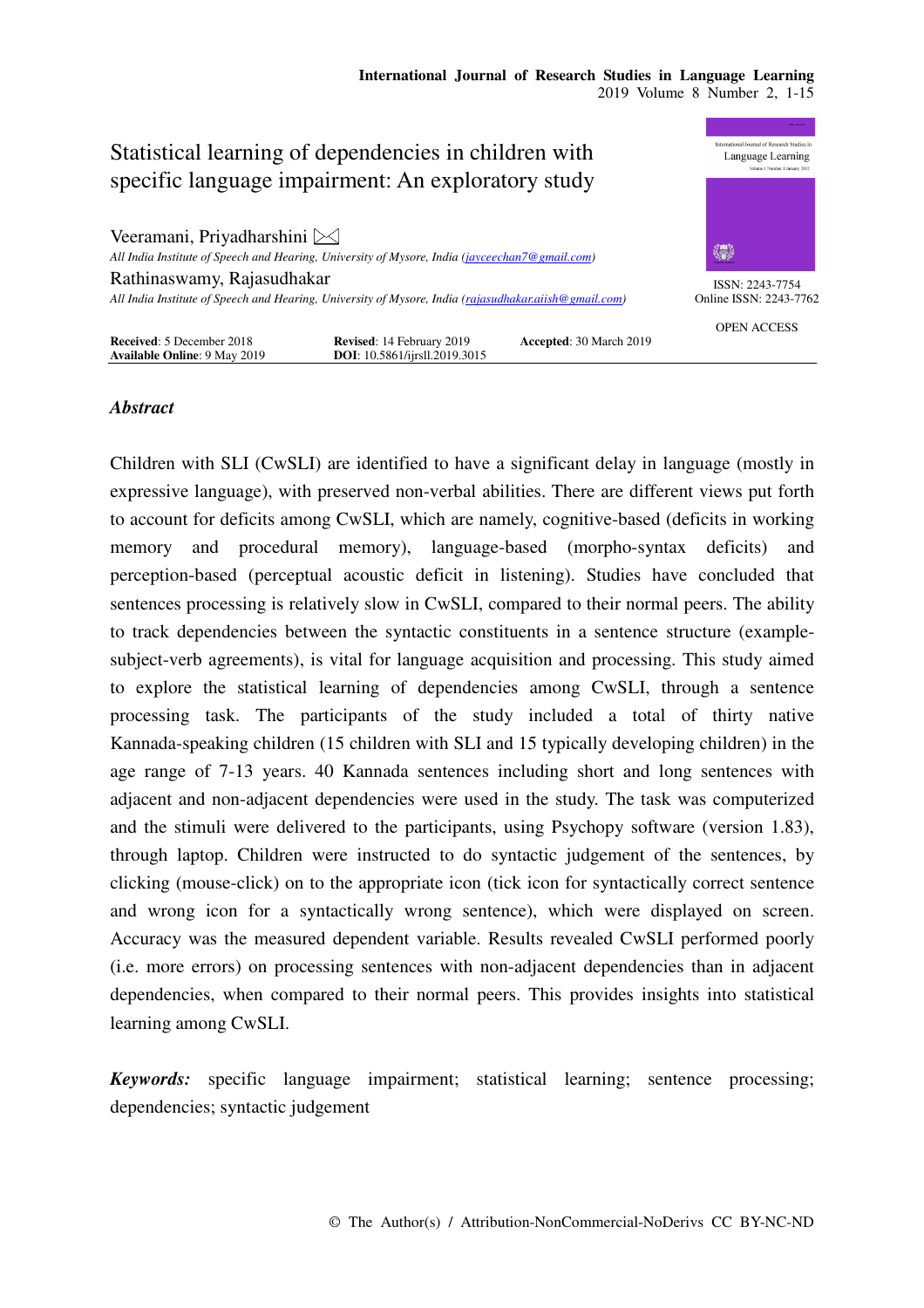# Statistical learning of dependencies in children with specific language impairment: An exploratory study

Veeramani, Priyadharshini ✉

*All India Institute of Speech and Hearing, University of Mysore, India (jayceechan7@gmail.com)*

Rathinaswamy, Rajasudhakar

*All India Institute of Speech and Hearing, University of Mysore, India (rajasudhakar.aiish@gmail.com)*

ISSN: 2243-7754
Online ISSN: 2243-7762

OPEN ACCESS

**Received**: 5 December 2018 **Revised**: 14 February 2019 **Accepted**: 30 March 2019
**Available Online**: 9 May 2019 **DOI**: 10.5861/ijrsll.2019.3015

## *Abstract*

Children with SLI (CwSLI) are identified to have a significant delay in language (mostly in expressive language), with preserved non-verbal abilities. There are different views put forth to account for deficits among CwSLI, which are namely, cognitive-based (deficits in working memory and procedural memory), language-based (morpho-syntax deficits) and perception-based (perceptual acoustic deficit in listening). Studies have concluded that sentences processing is relatively slow in CwSLI, compared to their normal peers. The ability to track dependencies between the syntactic constituents in a sentence structure (example-subject-verb agreements), is vital for language acquisition and processing. This study aimed to explore the statistical learning of dependencies among CwSLI, through a sentence processing task. The participants of the study included a total of thirty native Kannada-speaking children (15 children with SLI and 15 typically developing children) in the age range of 7-13 years. 40 Kannada sentences including short and long sentences with adjacent and non-adjacent dependencies were used in the study. The task was computerized and the stimuli were delivered to the participants, using Psychopy software (version 1.83), through laptop. Children were instructed to do syntactic judgement of the sentences, by clicking (mouse-click) on to the appropriate icon (tick icon for syntactically correct sentence and wrong icon for a syntactically wrong sentence), which were displayed on screen. Accuracy was the measured dependent variable. Results revealed CwSLI performed poorly (i.e. more errors) on processing sentences with non-adjacent dependencies than in adjacent dependencies, when compared to their normal peers. This provides insights into statistical learning among CwSLI.

***Keywords:*** specific language impairment; statistical learning; sentence processing; dependencies; syntactic judgement

© The Author(s) / Attribution-NonCommercial-NoDerivs CC BY-NC-ND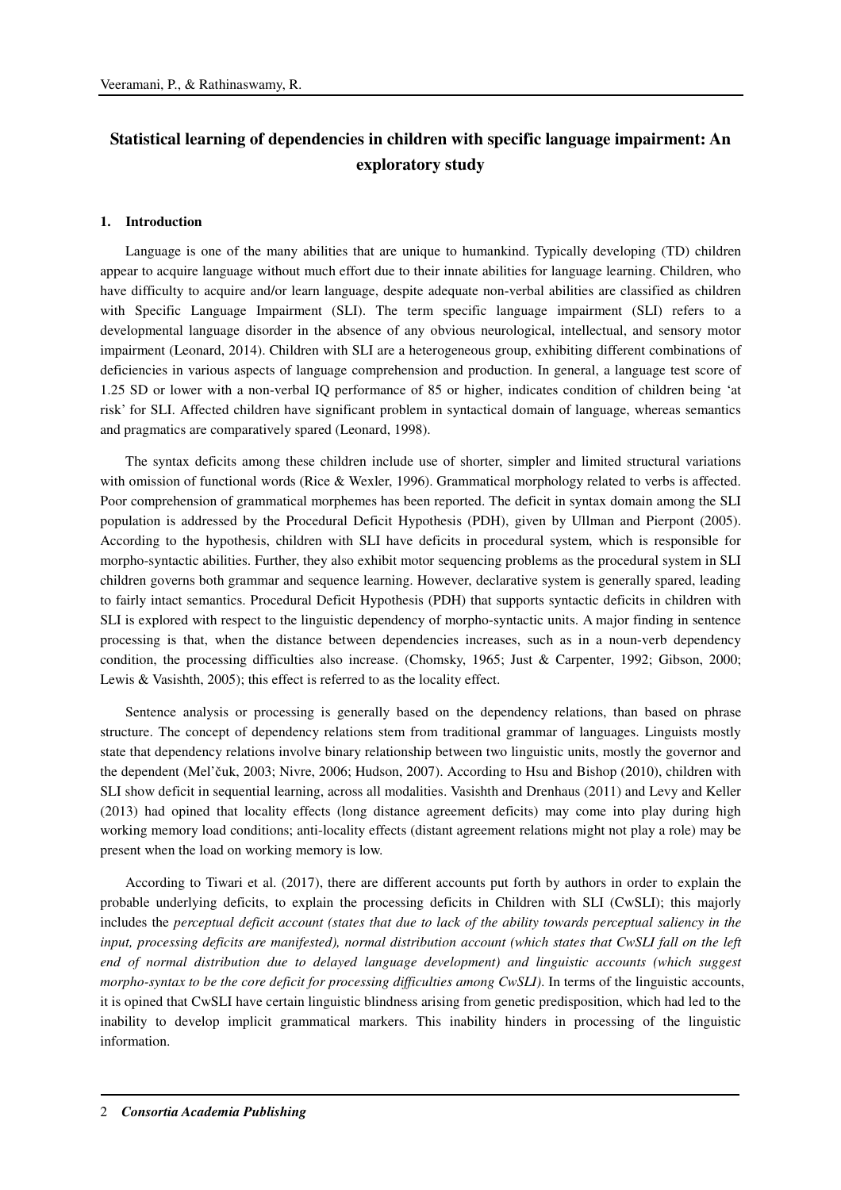# Statistical learning of dependencies in children with specific language impairment: An exploratory study

## 1. Introduction

Language is one of the many abilities that are unique to humankind. Typically developing (TD) children appear to acquire language without much effort due to their innate abilities for language learning. Children, who have difficulty to acquire and/or learn language, despite adequate non-verbal abilities are classified as children with Specific Language Impairment (SLI). The term specific language impairment (SLI) refers to a developmental language disorder in the absence of any obvious neurological, intellectual, and sensory motor impairment (Leonard, 2014). Children with SLI are a heterogeneous group, exhibiting different combinations of deficiencies in various aspects of language comprehension and production. In general, a language test score of 1.25 SD or lower with a non-verbal IQ performance of 85 or higher, indicates condition of children being 'at risk' for SLI. Affected children have significant problem in syntactical domain of language, whereas semantics and pragmatics are comparatively spared (Leonard, 1998).

The syntax deficits among these children include use of shorter, simpler and limited structural variations with omission of functional words (Rice & Wexler, 1996). Grammatical morphology related to verbs is affected. Poor comprehension of grammatical morphemes has been reported. The deficit in syntax domain among the SLI population is addressed by the Procedural Deficit Hypothesis (PDH), given by Ullman and Pierpont (2005). According to the hypothesis, children with SLI have deficits in procedural system, which is responsible for morpho-syntactic abilities. Further, they also exhibit motor sequencing problems as the procedural system in SLI children governs both grammar and sequence learning. However, declarative system is generally spared, leading to fairly intact semantics. Procedural Deficit Hypothesis (PDH) that supports syntactic deficits in children with SLI is explored with respect to the linguistic dependency of morpho-syntactic units. A major finding in sentence processing is that, when the distance between dependencies increases, such as in a noun-verb dependency condition, the processing difficulties also increase. (Chomsky, 1965; Just & Carpenter, 1992; Gibson, 2000; Lewis & Vasishth, 2005); this effect is referred to as the locality effect.

Sentence analysis or processing is generally based on the dependency relations, than based on phrase structure. The concept of dependency relations stem from traditional grammar of languages. Linguists mostly state that dependency relations involve binary relationship between two linguistic units, mostly the governor and the dependent (Mel'čuk, 2003; Nivre, 2006; Hudson, 2007). According to Hsu and Bishop (2010), children with SLI show deficit in sequential learning, across all modalities. Vasishth and Drenhaus (2011) and Levy and Keller (2013) had opined that locality effects (long distance agreement deficits) may come into play during high working memory load conditions; anti-locality effects (distant agreement relations might not play a role) may be present when the load on working memory is low.

According to Tiwari et al. (2017), there are different accounts put forth by authors in order to explain the probable underlying deficits, to explain the processing deficits in Children with SLI (CwSLI); this majorly includes the *perceptual deficit account (states that due to lack of the ability towards perceptual saliency in the input, processing deficits are manifested), normal distribution account (which states that CwSLI fall on the left end of normal distribution due to delayed language development) and linguistic accounts (which suggest morpho-syntax to be the core deficit for processing difficulties among CwSLI)*. In terms of the linguistic accounts, it is opined that CwSLI have certain linguistic blindness arising from genetic predisposition, which had led to the inability to develop implicit grammatical markers. This inability hinders in processing of the linguistic information.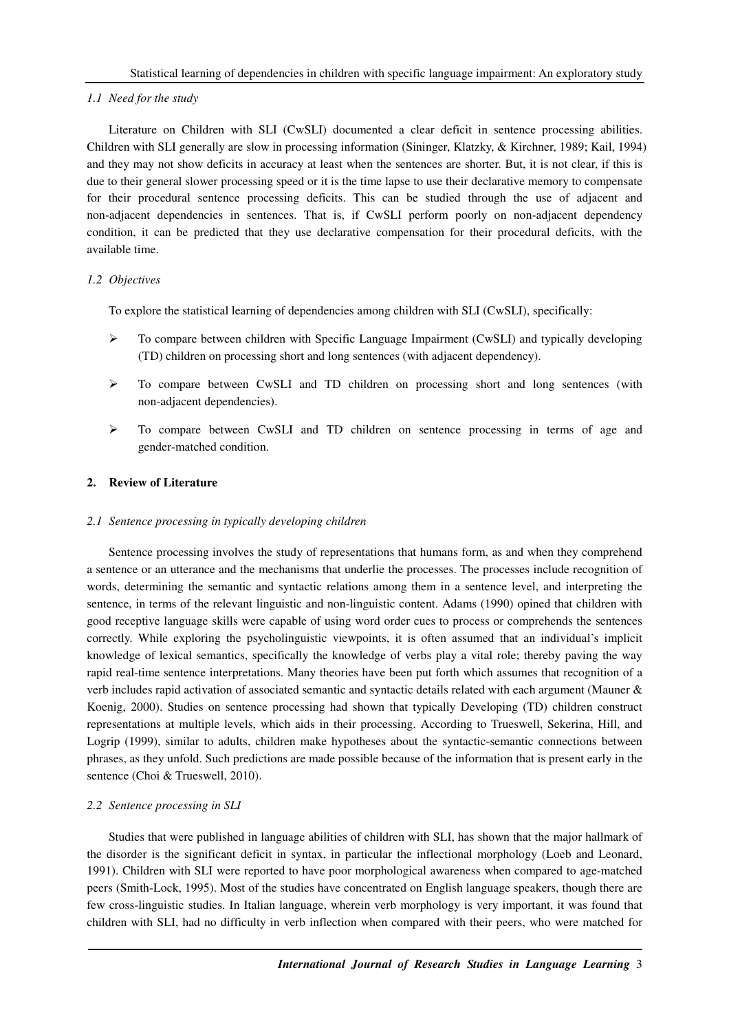### *1.1 Need for the study*

Literature on Children with SLI (CwSLI) documented a clear deficit in sentence processing abilities. Children with SLI generally are slow in processing information (Sininger, Klatzky, & Kirchner, 1989; Kail, 1994) and they may not show deficits in accuracy at least when the sentences are shorter. But, it is not clear, if this is due to their general slower processing speed or it is the time lapse to use their declarative memory to compensate for their procedural sentence processing deficits. This can be studied through the use of adjacent and non-adjacent dependencies in sentences. That is, if CwSLI perform poorly on non-adjacent dependency condition, it can be predicted that they use declarative compensation for their procedural deficits, with the available time.

### *1.2 Objectives*

To explore the statistical learning of dependencies among children with SLI (CwSLI), specifically:

- To compare between children with Specific Language Impairment (CwSLI) and typically developing (TD) children on processing short and long sentences (with adjacent dependency).
- To compare between CwSLI and TD children on processing short and long sentences (with non-adjacent dependencies).
- To compare between CwSLI and TD children on sentence processing in terms of age and gender-matched condition.

## 2. Review of Literature

### *2.1 Sentence processing in typically developing children*

Sentence processing involves the study of representations that humans form, as and when they comprehend a sentence or an utterance and the mechanisms that underlie the processes. The processes include recognition of words, determining the semantic and syntactic relations among them in a sentence level, and interpreting the sentence, in terms of the relevant linguistic and non-linguistic content. Adams (1990) opined that children with good receptive language skills were capable of using word order cues to process or comprehends the sentences correctly. While exploring the psycholinguistic viewpoints, it is often assumed that an individual's implicit knowledge of lexical semantics, specifically the knowledge of verbs play a vital role; thereby paving the way rapid real-time sentence interpretations. Many theories have been put forth which assumes that recognition of a verb includes rapid activation of associated semantic and syntactic details related with each argument (Mauner & Koenig, 2000). Studies on sentence processing had shown that typically Developing (TD) children construct representations at multiple levels, which aids in their processing. According to Trueswell, Sekerina, Hill, and Logrip (1999), similar to adults, children make hypotheses about the syntactic-semantic connections between phrases, as they unfold. Such predictions are made possible because of the information that is present early in the sentence (Choi & Trueswell, 2010).

### *2.2 Sentence processing in SLI*

Studies that were published in language abilities of children with SLI, has shown that the major hallmark of the disorder is the significant deficit in syntax, in particular the inflectional morphology (Loeb and Leonard, 1991). Children with SLI were reported to have poor morphological awareness when compared to age-matched peers (Smith-Lock, 1995). Most of the studies have concentrated on English language speakers, though there are few cross-linguistic studies. In Italian language, wherein verb morphology is very important, it was found that children with SLI, had no difficulty in verb inflection when compared with their peers, who were matched for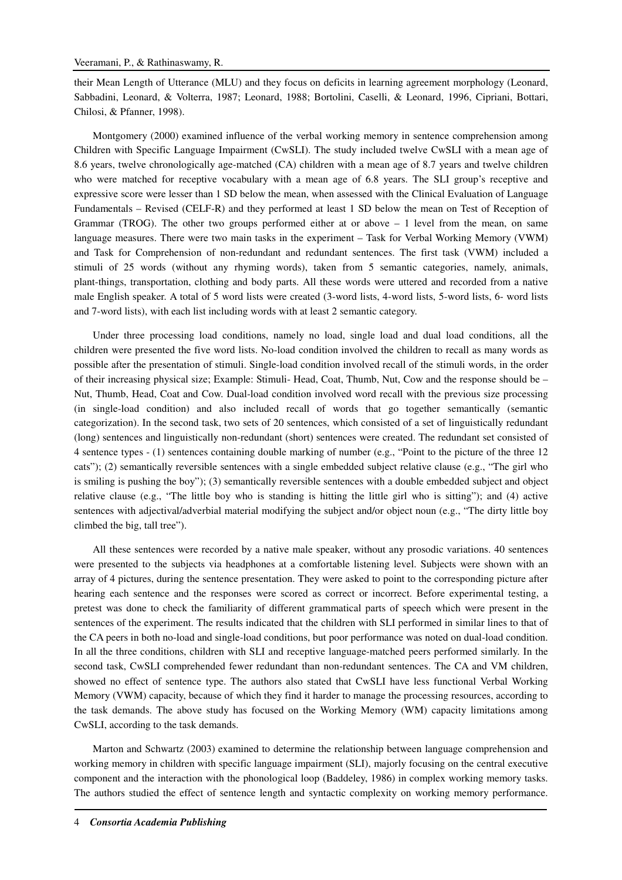their Mean Length of Utterance (MLU) and they focus on deficits in learning agreement morphology (Leonard, Sabbadini, Leonard, & Volterra, 1987; Leonard, 1988; Bortolini, Caselli, & Leonard, 1996, Cipriani, Bottari, Chilosi, & Pfanner, 1998).

Montgomery (2000) examined influence of the verbal working memory in sentence comprehension among Children with Specific Language Impairment (CwSLI). The study included twelve CwSLI with a mean age of 8.6 years, twelve chronologically age-matched (CA) children with a mean age of 8.7 years and twelve children who were matched for receptive vocabulary with a mean age of 6.8 years. The SLI group's receptive and expressive score were lesser than 1 SD below the mean, when assessed with the Clinical Evaluation of Language Fundamentals – Revised (CELF-R) and they performed at least 1 SD below the mean on Test of Reception of Grammar (TROG). The other two groups performed either at or above – 1 level from the mean, on same language measures. There were two main tasks in the experiment – Task for Verbal Working Memory (VWM) and Task for Comprehension of non-redundant and redundant sentences. The first task (VWM) included a stimuli of 25 words (without any rhyming words), taken from 5 semantic categories, namely, animals, plant-things, transportation, clothing and body parts. All these words were uttered and recorded from a native male English speaker. A total of 5 word lists were created (3-word lists, 4-word lists, 5-word lists, 6- word lists and 7-word lists), with each list including words with at least 2 semantic category.

Under three processing load conditions, namely no load, single load and dual load conditions, all the children were presented the five word lists. No-load condition involved the children to recall as many words as possible after the presentation of stimuli. Single-load condition involved recall of the stimuli words, in the order of their increasing physical size; Example: Stimuli- Head, Coat, Thumb, Nut, Cow and the response should be – Nut, Thumb, Head, Coat and Cow. Dual-load condition involved word recall with the previous size processing (in single-load condition) and also included recall of words that go together semantically (semantic categorization). In the second task, two sets of 20 sentences, which consisted of a set of linguistically redundant (long) sentences and linguistically non-redundant (short) sentences were created. The redundant set consisted of 4 sentence types - (1) sentences containing double marking of number (e.g., "Point to the picture of the three 12 cats"); (2) semantically reversible sentences with a single embedded subject relative clause (e.g., "The girl who is smiling is pushing the boy"); (3) semantically reversible sentences with a double embedded subject and object relative clause (e.g., "The little boy who is standing is hitting the little girl who is sitting"); and (4) active sentences with adjectival/adverbial material modifying the subject and/or object noun (e.g., "The dirty little boy climbed the big, tall tree").

All these sentences were recorded by a native male speaker, without any prosodic variations. 40 sentences were presented to the subjects via headphones at a comfortable listening level. Subjects were shown with an array of 4 pictures, during the sentence presentation. They were asked to point to the corresponding picture after hearing each sentence and the responses were scored as correct or incorrect. Before experimental testing, a pretest was done to check the familiarity of different grammatical parts of speech which were present in the sentences of the experiment. The results indicated that the children with SLI performed in similar lines to that of the CA peers in both no-load and single-load conditions, but poor performance was noted on dual-load condition. In all the three conditions, children with SLI and receptive language-matched peers performed similarly. In the second task, CwSLI comprehended fewer redundant than non-redundant sentences. The CA and VM children, showed no effect of sentence type. The authors also stated that CwSLI have less functional Verbal Working Memory (VWM) capacity, because of which they find it harder to manage the processing resources, according to the task demands. The above study has focused on the Working Memory (WM) capacity limitations among CwSLI, according to the task demands.

Marton and Schwartz (2003) examined to determine the relationship between language comprehension and working memory in children with specific language impairment (SLI), majorly focusing on the central executive component and the interaction with the phonological loop (Baddeley, 1986) in complex working memory tasks. The authors studied the effect of sentence length and syntactic complexity on working memory performance.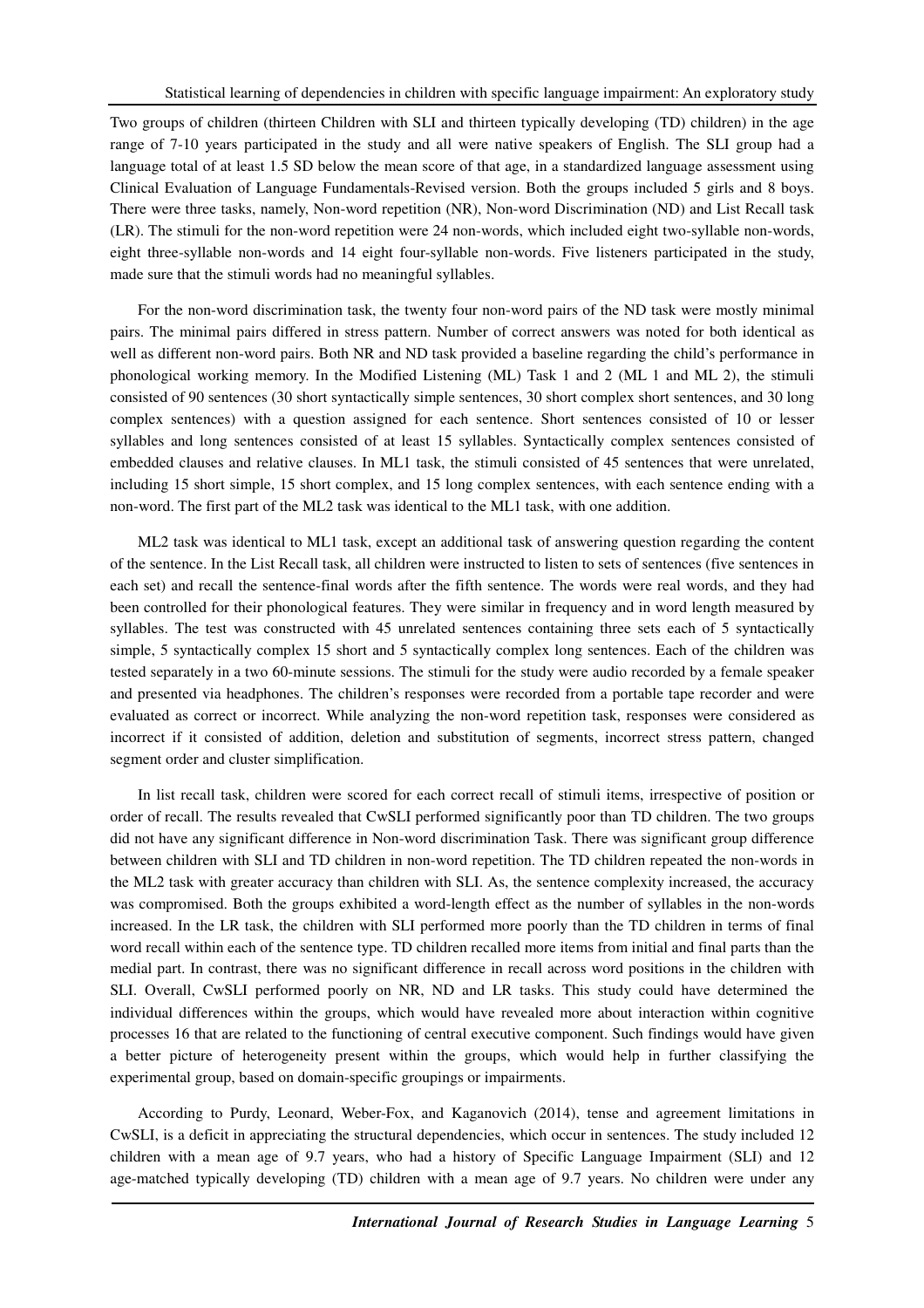Two groups of children (thirteen Children with SLI and thirteen typically developing (TD) children) in the age range of 7-10 years participated in the study and all were native speakers of English. The SLI group had a language total of at least 1.5 SD below the mean score of that age, in a standardized language assessment using Clinical Evaluation of Language Fundamentals-Revised version. Both the groups included 5 girls and 8 boys. There were three tasks, namely, Non-word repetition (NR), Non-word Discrimination (ND) and List Recall task (LR). The stimuli for the non-word repetition were 24 non-words, which included eight two-syllable non-words, eight three-syllable non-words and 14 eight four-syllable non-words. Five listeners participated in the study, made sure that the stimuli words had no meaningful syllables.

For the non-word discrimination task, the twenty four non-word pairs of the ND task were mostly minimal pairs. The minimal pairs differed in stress pattern. Number of correct answers was noted for both identical as well as different non-word pairs. Both NR and ND task provided a baseline regarding the child's performance in phonological working memory. In the Modified Listening (ML) Task 1 and 2 (ML 1 and ML 2), the stimuli consisted of 90 sentences (30 short syntactically simple sentences, 30 short complex short sentences, and 30 long complex sentences) with a question assigned for each sentence. Short sentences consisted of 10 or lesser syllables and long sentences consisted of at least 15 syllables. Syntactically complex sentences consisted of embedded clauses and relative clauses. In ML1 task, the stimuli consisted of 45 sentences that were unrelated, including 15 short simple, 15 short complex, and 15 long complex sentences, with each sentence ending with a non-word. The first part of the ML2 task was identical to the ML1 task, with one addition.

ML2 task was identical to ML1 task, except an additional task of answering question regarding the content of the sentence. In the List Recall task, all children were instructed to listen to sets of sentences (five sentences in each set) and recall the sentence-final words after the fifth sentence. The words were real words, and they had been controlled for their phonological features. They were similar in frequency and in word length measured by syllables. The test was constructed with 45 unrelated sentences containing three sets each of 5 syntactically simple, 5 syntactically complex 15 short and 5 syntactically complex long sentences. Each of the children was tested separately in a two 60-minute sessions. The stimuli for the study were audio recorded by a female speaker and presented via headphones. The children's responses were recorded from a portable tape recorder and were evaluated as correct or incorrect. While analyzing the non-word repetition task, responses were considered as incorrect if it consisted of addition, deletion and substitution of segments, incorrect stress pattern, changed segment order and cluster simplification.

In list recall task, children were scored for each correct recall of stimuli items, irrespective of position or order of recall. The results revealed that CwSLI performed significantly poor than TD children. The two groups did not have any significant difference in Non-word discrimination Task. There was significant group difference between children with SLI and TD children in non-word repetition. The TD children repeated the non-words in the ML2 task with greater accuracy than children with SLI. As, the sentence complexity increased, the accuracy was compromised. Both the groups exhibited a word-length effect as the number of syllables in the non-words increased. In the LR task, the children with SLI performed more poorly than the TD children in terms of final word recall within each of the sentence type. TD children recalled more items from initial and final parts than the medial part. In contrast, there was no significant difference in recall across word positions in the children with SLI. Overall, CwSLI performed poorly on NR, ND and LR tasks. This study could have determined the individual differences within the groups, which would have revealed more about interaction within cognitive processes 16 that are related to the functioning of central executive component. Such findings would have given a better picture of heterogeneity present within the groups, which would help in further classifying the experimental group, based on domain-specific groupings or impairments.

According to Purdy, Leonard, Weber-Fox, and Kaganovich (2014), tense and agreement limitations in CwSLI, is a deficit in appreciating the structural dependencies, which occur in sentences. The study included 12 children with a mean age of 9.7 years, who had a history of Specific Language Impairment (SLI) and 12 age-matched typically developing (TD) children with a mean age of 9.7 years. No children were under any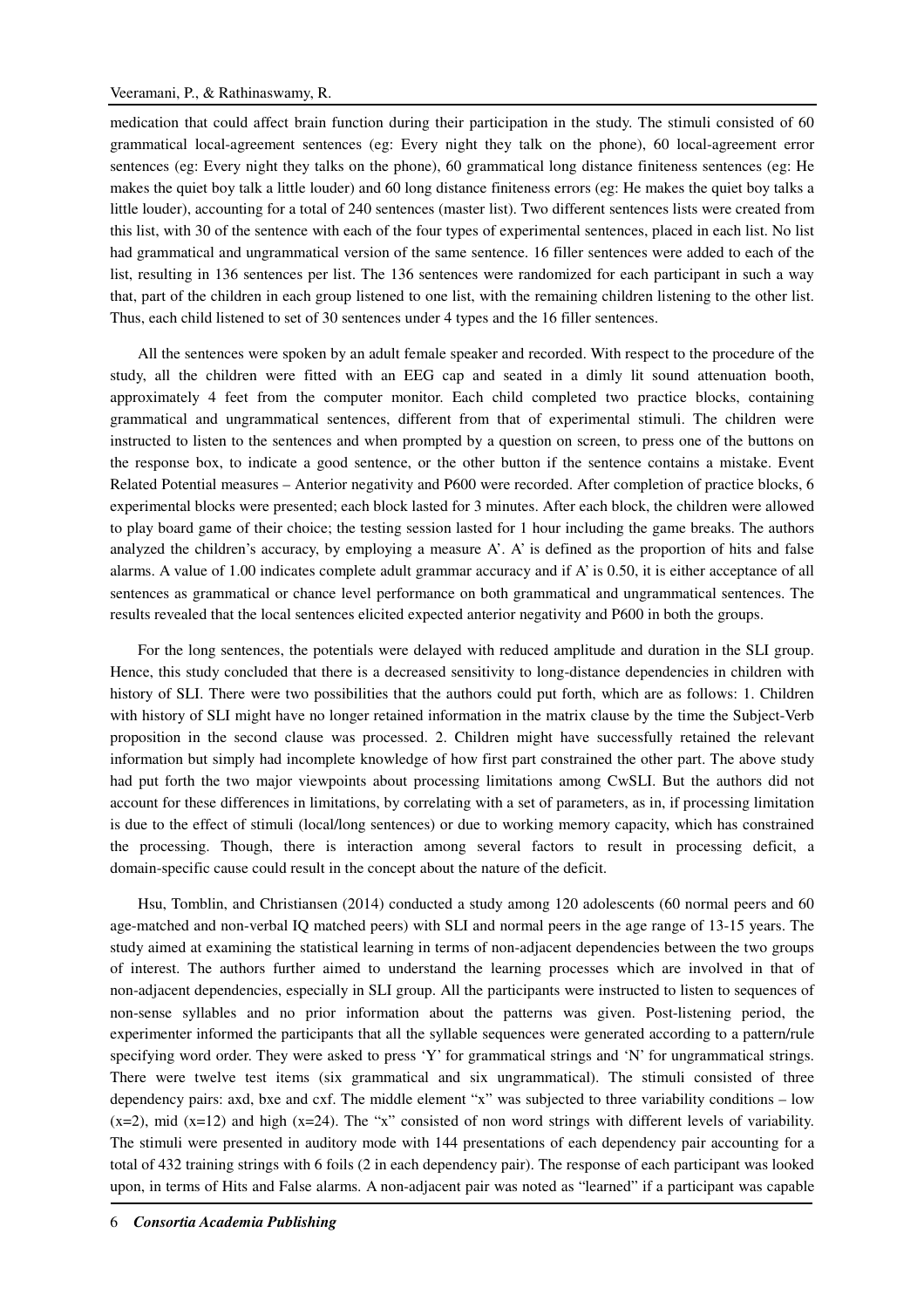medication that could affect brain function during their participation in the study. The stimuli consisted of 60 grammatical local-agreement sentences (eg: Every night they talk on the phone), 60 local-agreement error sentences (eg: Every night they talks on the phone), 60 grammatical long distance finiteness sentences (eg: He makes the quiet boy talk a little louder) and 60 long distance finiteness errors (eg: He makes the quiet boy talks a little louder), accounting for a total of 240 sentences (master list). Two different sentences lists were created from this list, with 30 of the sentence with each of the four types of experimental sentences, placed in each list. No list had grammatical and ungrammatical version of the same sentence. 16 filler sentences were added to each of the list, resulting in 136 sentences per list. The 136 sentences were randomized for each participant in such a way that, part of the children in each group listened to one list, with the remaining children listening to the other list. Thus, each child listened to set of 30 sentences under 4 types and the 16 filler sentences.

All the sentences were spoken by an adult female speaker and recorded. With respect to the procedure of the study, all the children were fitted with an EEG cap and seated in a dimly lit sound attenuation booth, approximately 4 feet from the computer monitor. Each child completed two practice blocks, containing grammatical and ungrammatical sentences, different from that of experimental stimuli. The children were instructed to listen to the sentences and when prompted by a question on screen, to press one of the buttons on the response box, to indicate a good sentence, or the other button if the sentence contains a mistake. Event Related Potential measures – Anterior negativity and P600 were recorded. After completion of practice blocks, 6 experimental blocks were presented; each block lasted for 3 minutes. After each block, the children were allowed to play board game of their choice; the testing session lasted for 1 hour including the game breaks. The authors analyzed the children's accuracy, by employing a measure A'. A' is defined as the proportion of hits and false alarms. A value of 1.00 indicates complete adult grammar accuracy and if A' is 0.50, it is either acceptance of all sentences as grammatical or chance level performance on both grammatical and ungrammatical sentences. The results revealed that the local sentences elicited expected anterior negativity and P600 in both the groups.

For the long sentences, the potentials were delayed with reduced amplitude and duration in the SLI group. Hence, this study concluded that there is a decreased sensitivity to long-distance dependencies in children with history of SLI. There were two possibilities that the authors could put forth, which are as follows: 1. Children with history of SLI might have no longer retained information in the matrix clause by the time the Subject-Verb proposition in the second clause was processed. 2. Children might have successfully retained the relevant information but simply had incomplete knowledge of how first part constrained the other part. The above study had put forth the two major viewpoints about processing limitations among CwSLI. But the authors did not account for these differences in limitations, by correlating with a set of parameters, as in, if processing limitation is due to the effect of stimuli (local/long sentences) or due to working memory capacity, which has constrained the processing. Though, there is interaction among several factors to result in processing deficit, a domain-specific cause could result in the concept about the nature of the deficit.

Hsu, Tomblin, and Christiansen (2014) conducted a study among 120 adolescents (60 normal peers and 60 age-matched and non-verbal IQ matched peers) with SLI and normal peers in the age range of 13-15 years. The study aimed at examining the statistical learning in terms of non-adjacent dependencies between the two groups of interest. The authors further aimed to understand the learning processes which are involved in that of non-adjacent dependencies, especially in SLI group. All the participants were instructed to listen to sequences of non-sense syllables and no prior information about the patterns was given. Post-listening period, the experimenter informed the participants that all the syllable sequences were generated according to a pattern/rule specifying word order. They were asked to press 'Y' for grammatical strings and 'N' for ungrammatical strings. There were twelve test items (six grammatical and six ungrammatical). The stimuli consisted of three dependency pairs: axd, bxe and cxf. The middle element "x" was subjected to three variability conditions – low (x=2), mid (x=12) and high (x=24). The "x" consisted of non word strings with different levels of variability. The stimuli were presented in auditory mode with 144 presentations of each dependency pair accounting for a total of 432 training strings with 6 foils (2 in each dependency pair). The response of each participant was looked upon, in terms of Hits and False alarms. A non-adjacent pair was noted as "learned" if a participant was capable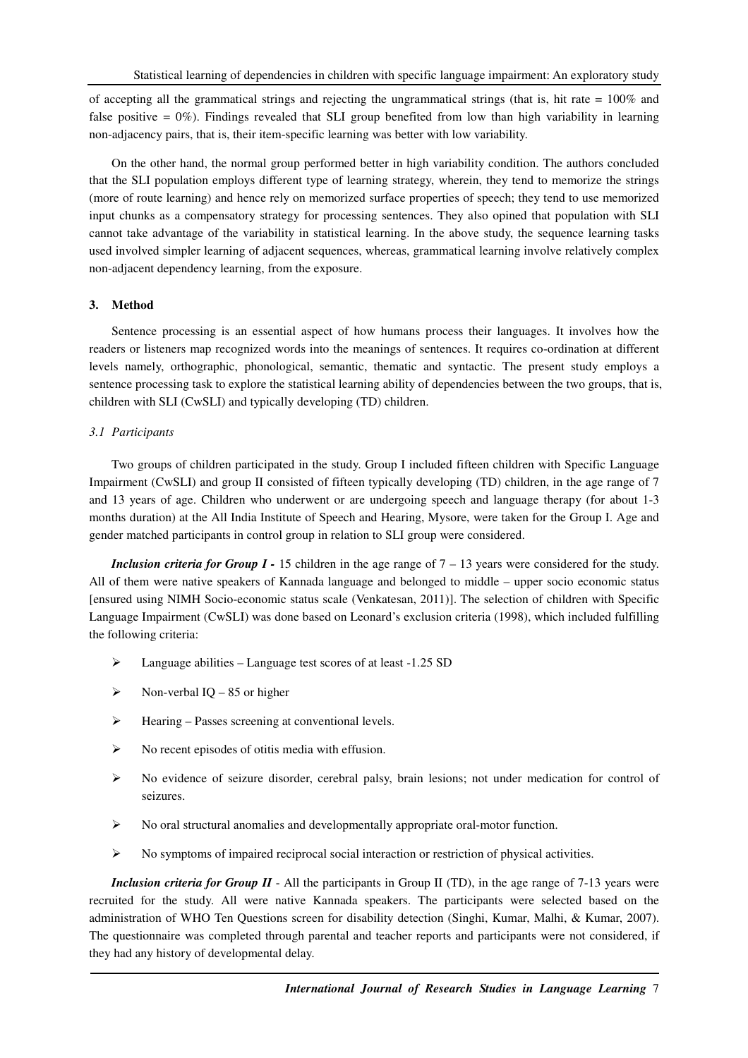of accepting all the grammatical strings and rejecting the ungrammatical strings (that is, hit rate = 100% and false positive = 0%). Findings revealed that SLI group benefited from low than high variability in learning non-adjacency pairs, that is, their item-specific learning was better with low variability.

On the other hand, the normal group performed better in high variability condition. The authors concluded that the SLI population employs different type of learning strategy, wherein, they tend to memorize the strings (more of route learning) and hence rely on memorized surface properties of speech; they tend to use memorized input chunks as a compensatory strategy for processing sentences. They also opined that population with SLI cannot take advantage of the variability in statistical learning. In the above study, the sequence learning tasks used involved simpler learning of adjacent sequences, whereas, grammatical learning involve relatively complex non-adjacent dependency learning, from the exposure.

## 3. Method

Sentence processing is an essential aspect of how humans process their languages. It involves how the readers or listeners map recognized words into the meanings of sentences. It requires co-ordination at different levels namely, orthographic, phonological, semantic, thematic and syntactic. The present study employs a sentence processing task to explore the statistical learning ability of dependencies between the two groups, that is, children with SLI (CwSLI) and typically developing (TD) children.

### *3.1 Participants*

Two groups of children participated in the study. Group I included fifteen children with Specific Language Impairment (CwSLI) and group II consisted of fifteen typically developing (TD) children, in the age range of 7 and 13 years of age. Children who underwent or are undergoing speech and language therapy (for about 1-3 months duration) at the All India Institute of Speech and Hearing, Mysore, were taken for the Group I. Age and gender matched participants in control group in relation to SLI group were considered.

***Inclusion criteria for Group I -*** 15 children in the age range of 7 – 13 years were considered for the study. All of them were native speakers of Kannada language and belonged to middle – upper socio economic status [ensured using NIMH Socio-economic status scale (Venkatesan, 2011)]. The selection of children with Specific Language Impairment (CwSLI) was done based on Leonard's exclusion criteria (1998), which included fulfilling the following criteria:

- Language abilities – Language test scores of at least -1.25 SD
- Non-verbal IQ – 85 or higher
- Hearing – Passes screening at conventional levels.
- No recent episodes of otitis media with effusion.
- No evidence of seizure disorder, cerebral palsy, brain lesions; not under medication for control of seizures.
- No oral structural anomalies and developmentally appropriate oral-motor function.
- No symptoms of impaired reciprocal social interaction or restriction of physical activities.

***Inclusion criteria for Group II*** - All the participants in Group II (TD), in the age range of 7-13 years were recruited for the study. All were native Kannada speakers. The participants were selected based on the administration of WHO Ten Questions screen for disability detection (Singhi, Kumar, Malhi, & Kumar, 2007). The questionnaire was completed through parental and teacher reports and participants were not considered, if they had any history of developmental delay.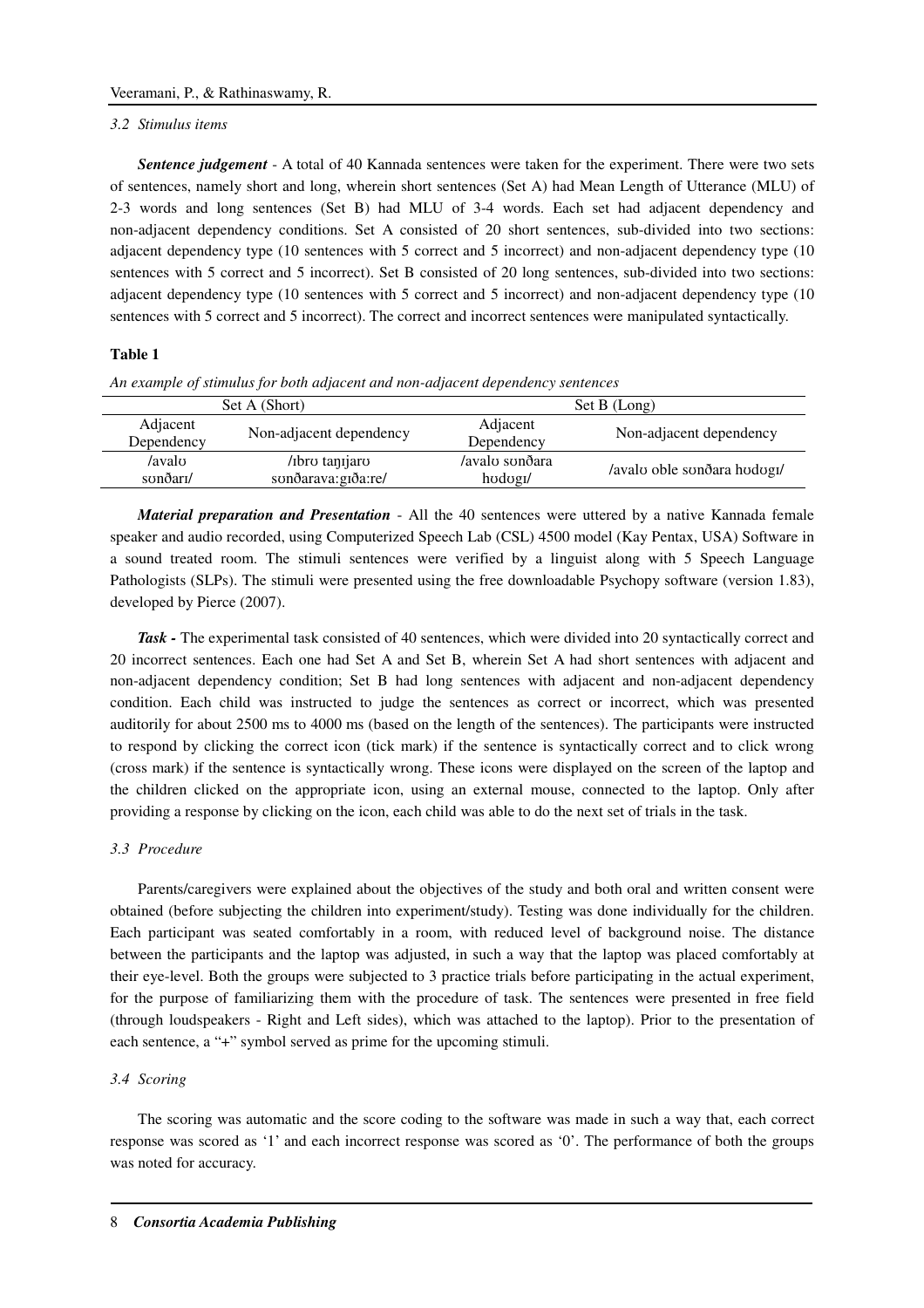### 3.2 Stimulus items

***Sentence judgement*** - A total of 40 Kannada sentences were taken for the experiment. There were two sets of sentences, namely short and long, wherein short sentences (Set A) had Mean Length of Utterance (MLU) of 2-3 words and long sentences (Set B) had MLU of 3-4 words. Each set had adjacent dependency and non-adjacent dependency conditions. Set A consisted of 20 short sentences, sub-divided into two sections: adjacent dependency type (10 sentences with 5 correct and 5 incorrect) and non-adjacent dependency type (10 sentences with 5 correct and 5 incorrect). Set B consisted of 20 long sentences, sub-divided into two sections: adjacent dependency type (10 sentences with 5 correct and 5 incorrect) and non-adjacent dependency type (10 sentences with 5 correct and 5 incorrect). The correct and incorrect sentences were manipulated syntactically.

**Table 1**

*An example of stimulus for both adjacent and non-adjacent dependency sentences*

| Set A (Short) | | Set B (Long) | |
|---|---|---|---|
| Adjacent Dependency | Non-adjacent dependency | Adjacent Dependency | Non-adjacent dependency |
| /avalʊ sʊnðarɪ/ | /ɪbrʊ taɲɪjarʊ sʊnðarava:gɪða:re/ | /avalʊ sʊnðara hʊdʊgɪ/ | /avalʊ oble sʊnðara hʊdʊgɪ/ |

***Material preparation and Presentation*** - All the 40 sentences were uttered by a native Kannada female speaker and audio recorded, using Computerized Speech Lab (CSL) 4500 model (Kay Pentax, USA) Software in a sound treated room. The stimuli sentences were verified by a linguist along with 5 Speech Language Pathologists (SLPs). The stimuli were presented using the free downloadable Psychopy software (version 1.83), developed by Pierce (2007).

***Task -*** The experimental task consisted of 40 sentences, which were divided into 20 syntactically correct and 20 incorrect sentences. Each one had Set A and Set B, wherein Set A had short sentences with adjacent and non-adjacent dependency condition; Set B had long sentences with adjacent and non-adjacent dependency condition. Each child was instructed to judge the sentences as correct or incorrect, which was presented auditorily for about 2500 ms to 4000 ms (based on the length of the sentences). The participants were instructed to respond by clicking the correct icon (tick mark) if the sentence is syntactically correct and to click wrong (cross mark) if the sentence is syntactically wrong. These icons were displayed on the screen of the laptop and the children clicked on the appropriate icon, using an external mouse, connected to the laptop. Only after providing a response by clicking on the icon, each child was able to do the next set of trials in the task.

### 3.3 Procedure

Parents/caregivers were explained about the objectives of the study and both oral and written consent were obtained (before subjecting the children into experiment/study). Testing was done individually for the children. Each participant was seated comfortably in a room, with reduced level of background noise. The distance between the participants and the laptop was adjusted, in such a way that the laptop was placed comfortably at their eye-level. Both the groups were subjected to 3 practice trials before participating in the actual experiment, for the purpose of familiarizing them with the procedure of task. The sentences were presented in free field (through loudspeakers - Right and Left sides), which was attached to the laptop). Prior to the presentation of each sentence, a "+" symbol served as prime for the upcoming stimuli.

### 3.4 Scoring

The scoring was automatic and the score coding to the software was made in such a way that, each correct response was scored as '1' and each incorrect response was scored as '0'. The performance of both the groups was noted for accuracy.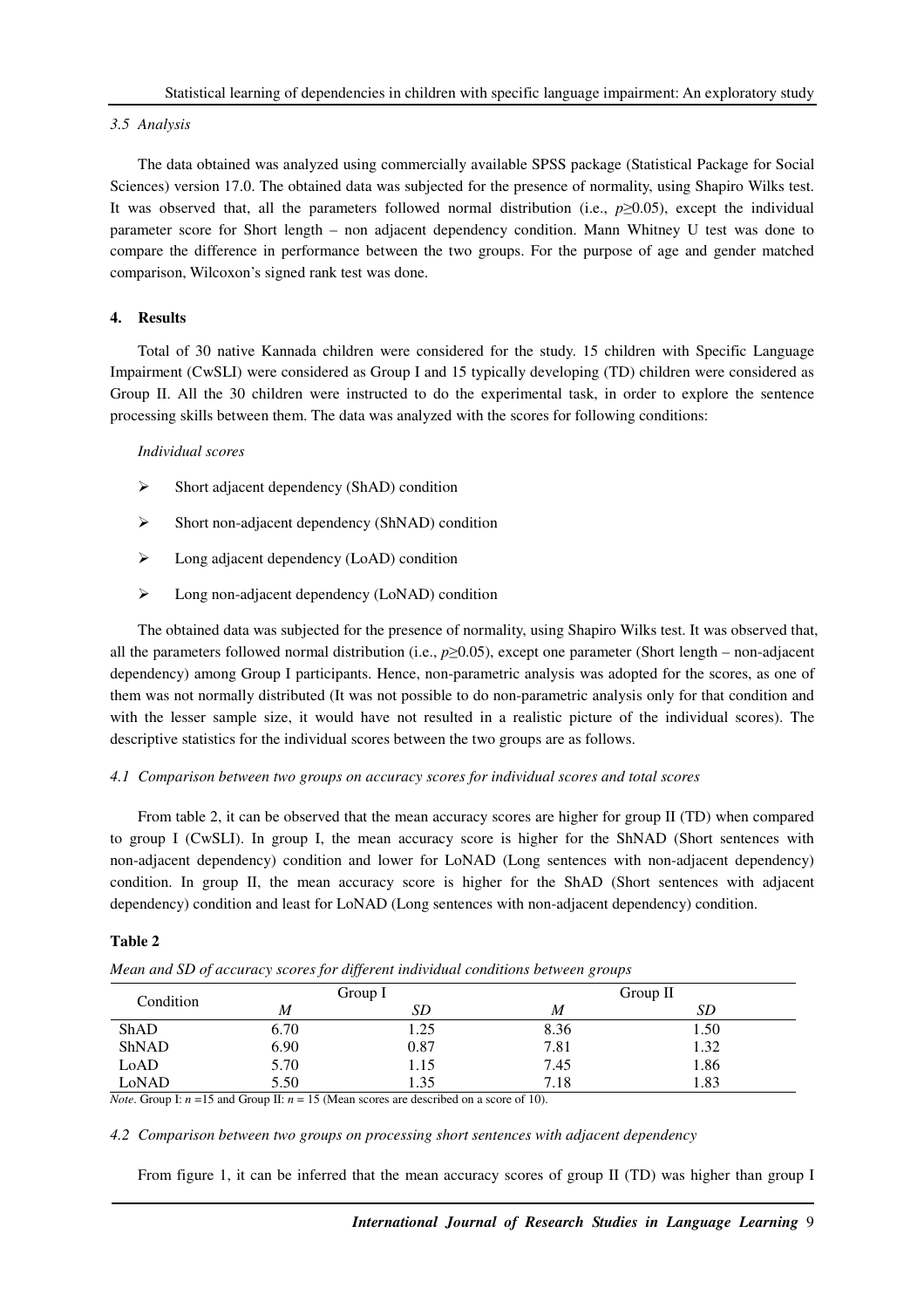### 3.5 Analysis

The data obtained was analyzed using commercially available SPSS package (Statistical Package for Social Sciences) version 17.0. The obtained data was subjected for the presence of normality, using Shapiro Wilks test. It was observed that, all the parameters followed normal distribution (i.e., $p \geq 0.05$), except the individual parameter score for Short length – non adjacent dependency condition. Mann Whitney U test was done to compare the difference in performance between the two groups. For the purpose of age and gender matched comparison, Wilcoxon's signed rank test was done.

## 4. Results

Total of 30 native Kannada children were considered for the study. 15 children with Specific Language Impairment (CwSLI) were considered as Group I and 15 typically developing (TD) children were considered as Group II. All the 30 children were instructed to do the experimental task, in order to explore the sentence processing skills between them. The data was analyzed with the scores for following conditions:

*Individual scores*

- Short adjacent dependency (ShAD) condition
- Short non-adjacent dependency (ShNAD) condition
- Long adjacent dependency (LoAD) condition
- Long non-adjacent dependency (LoNAD) condition

The obtained data was subjected for the presence of normality, using Shapiro Wilks test. It was observed that, all the parameters followed normal distribution (i.e., $p \geq 0.05$), except one parameter (Short length – non-adjacent dependency) among Group I participants. Hence, non-parametric analysis was adopted for the scores, as one of them was not normally distributed (It was not possible to do non-parametric analysis only for that condition and with the lesser sample size, it would have not resulted in a realistic picture of the individual scores). The descriptive statistics for the individual scores between the two groups are as follows.

### 4.1 Comparison between two groups on accuracy scores for individual scores and total scores

From table 2, it can be observed that the mean accuracy scores are higher for group II (TD) when compared to group I (CwSLI). In group I, the mean accuracy score is higher for the ShNAD (Short sentences with non-adjacent dependency) condition and lower for LoNAD (Long sentences with non-adjacent dependency) condition. In group II, the mean accuracy score is higher for the ShAD (Short sentences with adjacent dependency) condition and least for LoNAD (Long sentences with non-adjacent dependency) condition.

**Table 2**

*Mean and SD of accuracy scores for different individual conditions between groups*

| Condition | Group I | | Group II | |
|---|---|---|---|---|
| | *M* | *SD* | *M* | *SD* |
| ShAD | 6.70 | 1.25 | 8.36 | 1.50 |
| ShNAD | 6.90 | 0.87 | 7.81 | 1.32 |
| LoAD | 5.70 | 1.15 | 7.45 | 1.86 |
| LoNAD | 5.50 | 1.35 | 7.18 | 1.83 |

*Note*. Group I: $n$ =15 and Group II: $n$ = 15 (Mean scores are described on a score of 10).

### 4.2 Comparison between two groups on processing short sentences with adjacent dependency

From figure 1, it can be inferred that the mean accuracy scores of group II (TD) was higher than group I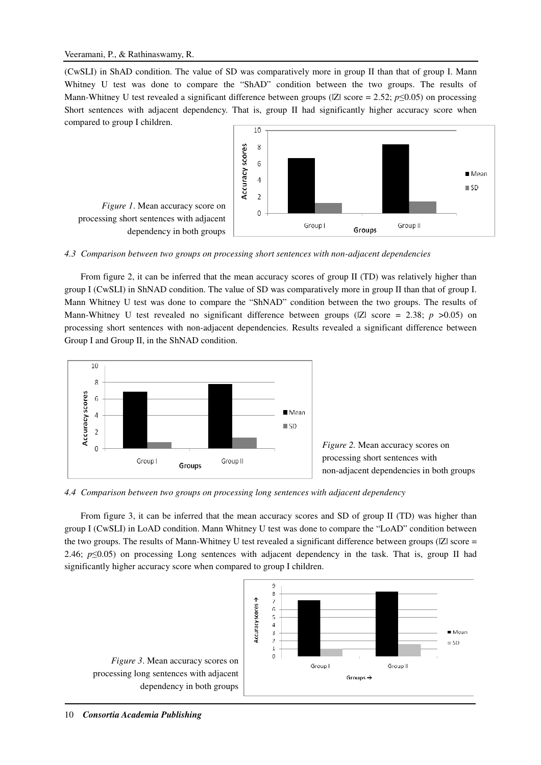(CwSLI) in ShAD condition. The value of SD was comparatively more in group II than that of group I. Mann Whitney U test was done to compare the "ShAD" condition between the two groups. The results of Mann-Whitney U test revealed a significant difference between groups (|Z| score = 2.52; $p \leq 0.05$) on processing Short sentences with adjacent dependency. That is, group II had significantly higher accuracy score when compared to group I children.

*Figure 1*. Mean accuracy score on processing short sentences with adjacent dependency in both groups

*4.3 Comparison between two groups on processing short sentences with non-adjacent dependencies*

From figure 2, it can be inferred that the mean accuracy scores of group II (TD) was relatively higher than group I (CwSLI) in ShNAD condition. The value of SD was comparatively more in group II than that of group I. Mann Whitney U test was done to compare the "ShNAD" condition between the two groups. The results of Mann-Whitney U test revealed no significant difference between groups (|Z| score = 2.38; $p > 0.05$) on processing short sentences with non-adjacent dependencies. Results revealed a significant difference between Group I and Group II, in the ShNAD condition.

*Figure 2.* Mean accuracy scores on processing short sentences with non-adjacent dependencies in both groups

*4.4 Comparison between two groups on processing long sentences with adjacent dependency*

From figure 3, it can be inferred that the mean accuracy scores and SD of group II (TD) was higher than group I (CwSLI) in LoAD condition. Mann Whitney U test was done to compare the "LoAD" condition between the two groups. The results of Mann-Whitney U test revealed a significant difference between groups (|Z| score = 2.46; $p \leq 0.05$) on processing Long sentences with adjacent dependency in the task. That is, group II had significantly higher accuracy score when compared to group I children.

*Figure 3*. Mean accuracy scores on processing long sentences with adjacent dependency in both groups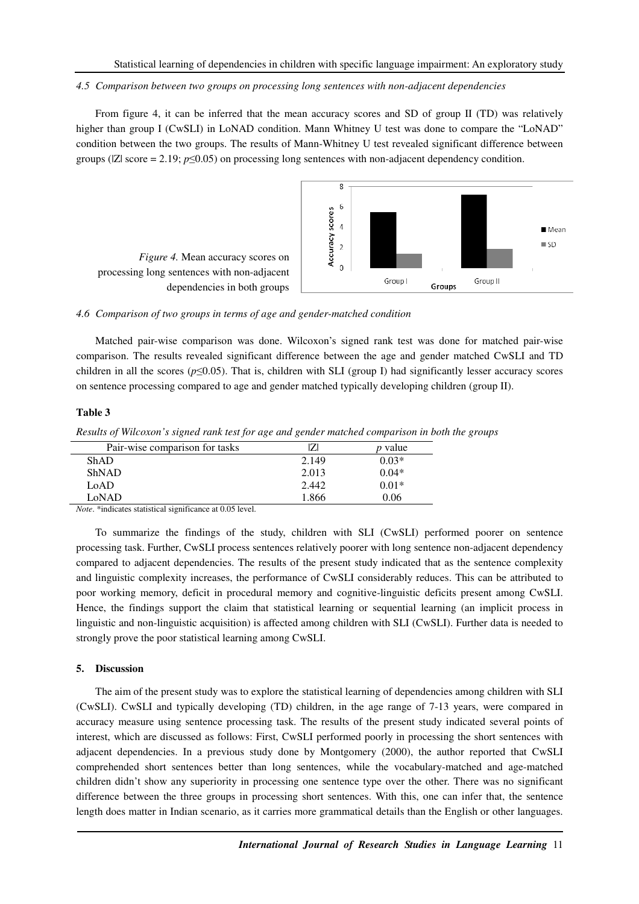*4.5 Comparison between two groups on processing long sentences with non-adjacent dependencies*

From figure 4, it can be inferred that the mean accuracy scores and SD of group II (TD) was relatively higher than group I (CwSLI) in LoNAD condition. Mann Whitney U test was done to compare the "LoNAD" condition between the two groups. The results of Mann-Whitney U test revealed significant difference between groups (|Z| score = 2.19; $p \leq 0.05$) on processing long sentences with non-adjacent dependency condition.

*Figure 4.* Mean accuracy scores on processing long sentences with non-adjacent dependencies in both groups

*4.6 Comparison of two groups in terms of age and gender-matched condition*

Matched pair-wise comparison was done. Wilcoxon's signed rank test was done for matched pair-wise comparison. The results revealed significant difference between the age and gender matched CwSLI and TD children in all the scores ($p \leq 0.05$). That is, children with SLI (group I) had significantly lesser accuracy scores on sentence processing compared to age and gender matched typically developing children (group II).

**Table 3**

*Results of Wilcoxon's signed rank test for age and gender matched comparison in both the groups*

| Pair-wise comparison for tasks | \|Z\| | *p* value |
|---|---|---|
| ShAD | 2.149 | 0.03* |
| ShNAD | 2.013 | 0.04* |
| LoAD | 2.442 | 0.01* |
| LoNAD | 1.866 | 0.06 |

*Note*. *indicates statistical significance at 0.05 level.

To summarize the findings of the study, children with SLI (CwSLI) performed poorer on sentence processing task. Further, CwSLI process sentences relatively poorer with long sentence non-adjacent dependency compared to adjacent dependencies. The results of the present study indicated that as the sentence complexity and linguistic complexity increases, the performance of CwSLI considerably reduces. This can be attributed to poor working memory, deficit in procedural memory and cognitive-linguistic deficits present among CwSLI. Hence, the findings support the claim that statistical learning or sequential learning (an implicit process in linguistic and non-linguistic acquisition) is affected among children with SLI (CwSLI). Further data is needed to strongly prove the poor statistical learning among CwSLI.

## 5. Discussion

The aim of the present study was to explore the statistical learning of dependencies among children with SLI (CwSLI). CwSLI and typically developing (TD) children, in the age range of 7-13 years, were compared in accuracy measure using sentence processing task. The results of the present study indicated several points of interest, which are discussed as follows: First, CwSLI performed poorly in processing the short sentences with adjacent dependencies. In a previous study done by Montgomery (2000), the author reported that CwSLI comprehended short sentences better than long sentences, while the vocabulary-matched and age-matched children didn't show any superiority in processing one sentence type over the other. There was no significant difference between the three groups in processing short sentences. With this, one can infer that, the sentence length does matter in Indian scenario, as it carries more grammatical details than the English or other languages.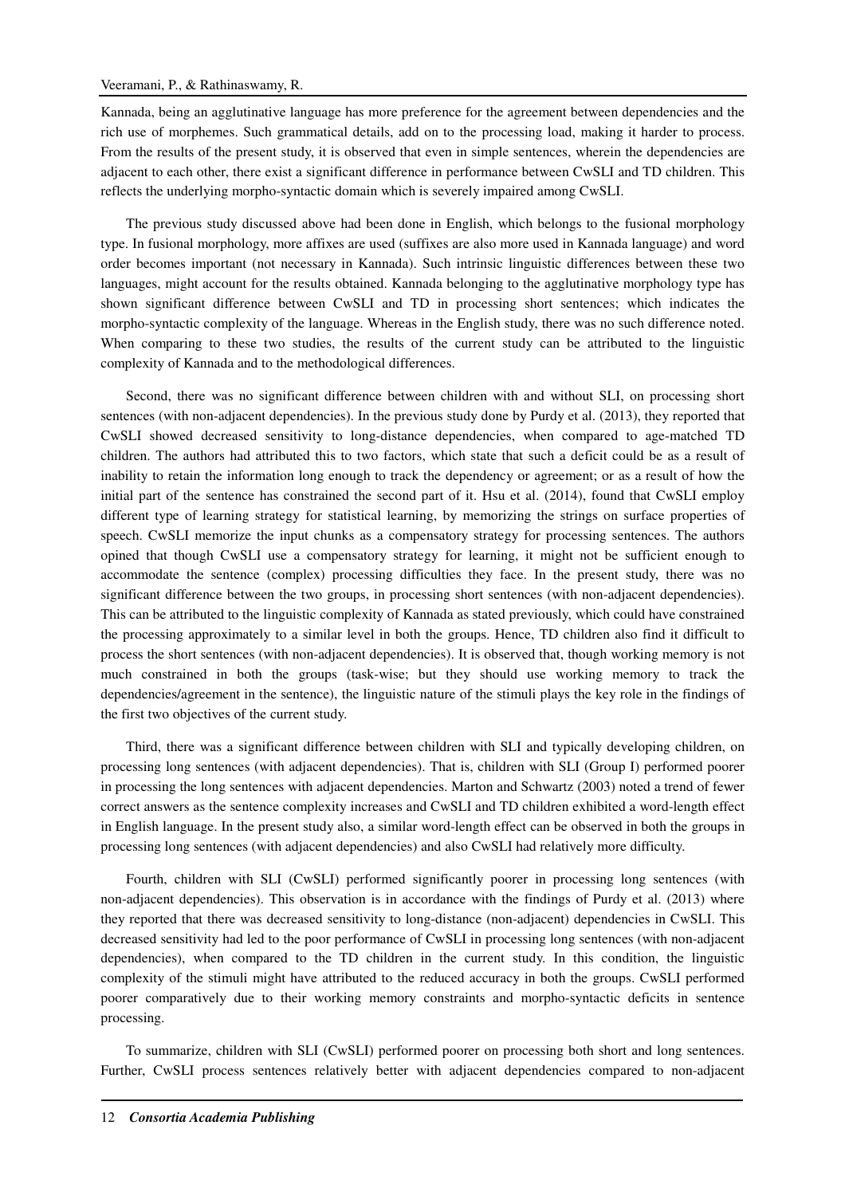Kannada, being an agglutinative language has more preference for the agreement between dependencies and the rich use of morphemes. Such grammatical details, add on to the processing load, making it harder to process. From the results of the present study, it is observed that even in simple sentences, wherein the dependencies are adjacent to each other, there exist a significant difference in performance between CwSLI and TD children. This reflects the underlying morpho-syntactic domain which is severely impaired among CwSLI.

The previous study discussed above had been done in English, which belongs to the fusional morphology type. In fusional morphology, more affixes are used (suffixes are also more used in Kannada language) and word order becomes important (not necessary in Kannada). Such intrinsic linguistic differences between these two languages, might account for the results obtained. Kannada belonging to the agglutinative morphology type has shown significant difference between CwSLI and TD in processing short sentences; which indicates the morpho-syntactic complexity of the language. Whereas in the English study, there was no such difference noted. When comparing to these two studies, the results of the current study can be attributed to the linguistic complexity of Kannada and to the methodological differences.

Second, there was no significant difference between children with and without SLI, on processing short sentences (with non-adjacent dependencies). In the previous study done by Purdy et al. (2013), they reported that CwSLI showed decreased sensitivity to long-distance dependencies, when compared to age-matched TD children. The authors had attributed this to two factors, which state that such a deficit could be as a result of inability to retain the information long enough to track the dependency or agreement; or as a result of how the initial part of the sentence has constrained the second part of it. Hsu et al. (2014), found that CwSLI employ different type of learning strategy for statistical learning, by memorizing the strings on surface properties of speech. CwSLI memorize the input chunks as a compensatory strategy for processing sentences. The authors opined that though CwSLI use a compensatory strategy for learning, it might not be sufficient enough to accommodate the sentence (complex) processing difficulties they face. In the present study, there was no significant difference between the two groups, in processing short sentences (with non-adjacent dependencies). This can be attributed to the linguistic complexity of Kannada as stated previously, which could have constrained the processing approximately to a similar level in both the groups. Hence, TD children also find it difficult to process the short sentences (with non-adjacent dependencies). It is observed that, though working memory is not much constrained in both the groups (task-wise; but they should use working memory to track the dependencies/agreement in the sentence), the linguistic nature of the stimuli plays the key role in the findings of the first two objectives of the current study.

Third, there was a significant difference between children with SLI and typically developing children, on processing long sentences (with adjacent dependencies). That is, children with SLI (Group I) performed poorer in processing the long sentences with adjacent dependencies. Marton and Schwartz (2003) noted a trend of fewer correct answers as the sentence complexity increases and CwSLI and TD children exhibited a word-length effect in English language. In the present study also, a similar word-length effect can be observed in both the groups in processing long sentences (with adjacent dependencies) and also CwSLI had relatively more difficulty.

Fourth, children with SLI (CwSLI) performed significantly poorer in processing long sentences (with non-adjacent dependencies). This observation is in accordance with the findings of Purdy et al. (2013) where they reported that there was decreased sensitivity to long-distance (non-adjacent) dependencies in CwSLI. This decreased sensitivity had led to the poor performance of CwSLI in processing long sentences (with non-adjacent dependencies), when compared to the TD children in the current study. In this condition, the linguistic complexity of the stimuli might have attributed to the reduced accuracy in both the groups. CwSLI performed poorer comparatively due to their working memory constraints and morpho-syntactic deficits in sentence processing.

To summarize, children with SLI (CwSLI) performed poorer on processing both short and long sentences. Further, CwSLI process sentences relatively better with adjacent dependencies compared to non-adjacent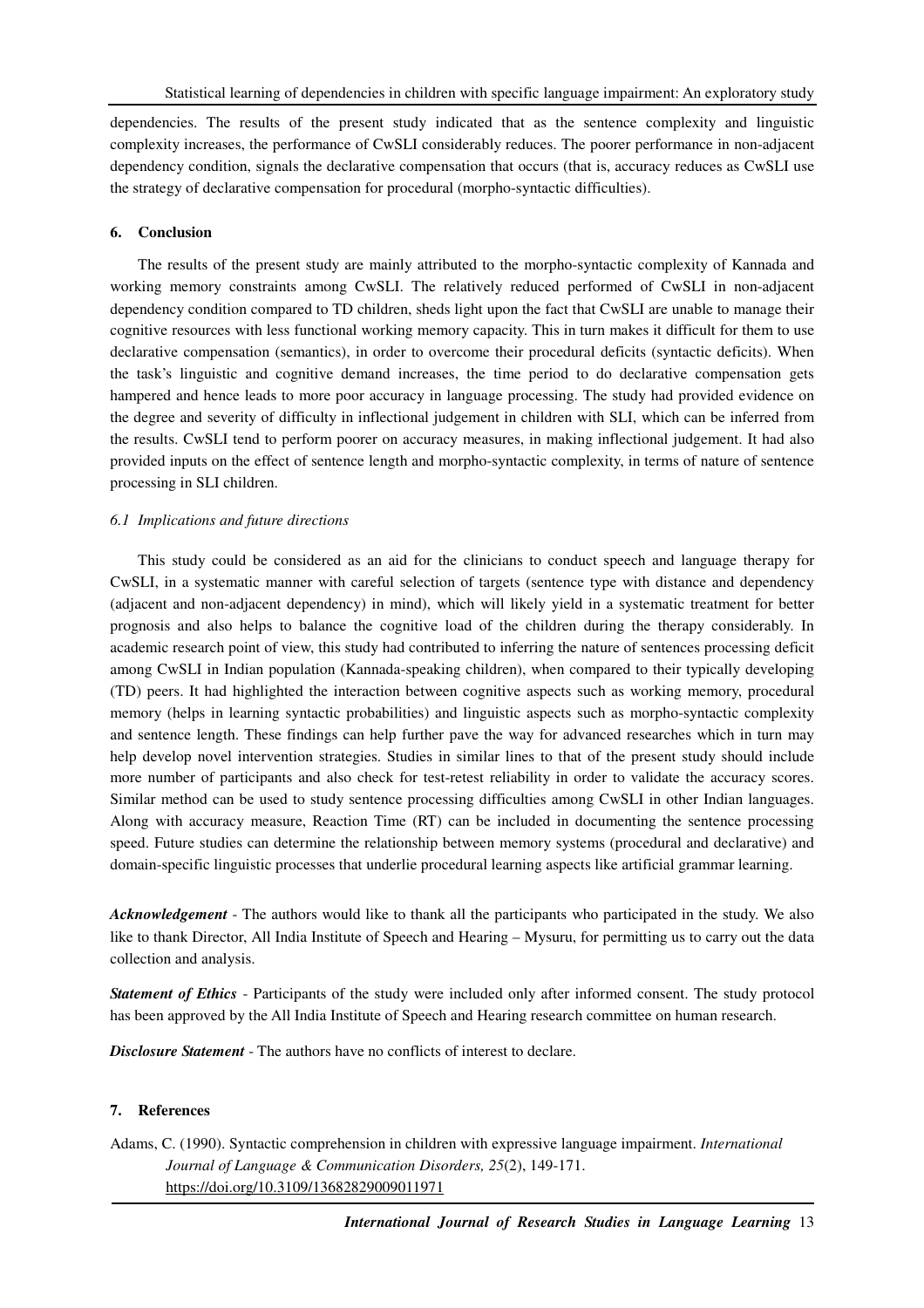dependencies. The results of the present study indicated that as the sentence complexity and linguistic complexity increases, the performance of CwSLI considerably reduces. The poorer performance in non-adjacent dependency condition, signals the declarative compensation that occurs (that is, accuracy reduces as CwSLI use the strategy of declarative compensation for procedural (morpho-syntactic difficulties).

## 6. Conclusion

The results of the present study are mainly attributed to the morpho-syntactic complexity of Kannada and working memory constraints among CwSLI. The relatively reduced performed of CwSLI in non-adjacent dependency condition compared to TD children, sheds light upon the fact that CwSLI are unable to manage their cognitive resources with less functional working memory capacity. This in turn makes it difficult for them to use declarative compensation (semantics), in order to overcome their procedural deficits (syntactic deficits). When the task's linguistic and cognitive demand increases, the time period to do declarative compensation gets hampered and hence leads to more poor accuracy in language processing. The study had provided evidence on the degree and severity of difficulty in inflectional judgement in children with SLI, which can be inferred from the results. CwSLI tend to perform poorer on accuracy measures, in making inflectional judgement. It had also provided inputs on the effect of sentence length and morpho-syntactic complexity, in terms of nature of sentence processing in SLI children.

### *6.1 Implications and future directions*

This study could be considered as an aid for the clinicians to conduct speech and language therapy for CwSLI, in a systematic manner with careful selection of targets (sentence type with distance and dependency (adjacent and non-adjacent dependency) in mind), which will likely yield in a systematic treatment for better prognosis and also helps to balance the cognitive load of the children during the therapy considerably. In academic research point of view, this study had contributed to inferring the nature of sentences processing deficit among CwSLI in Indian population (Kannada-speaking children), when compared to their typically developing (TD) peers. It had highlighted the interaction between cognitive aspects such as working memory, procedural memory (helps in learning syntactic probabilities) and linguistic aspects such as morpho-syntactic complexity and sentence length. These findings can help further pave the way for advanced researches which in turn may help develop novel intervention strategies. Studies in similar lines to that of the present study should include more number of participants and also check for test-retest reliability in order to validate the accuracy scores. Similar method can be used to study sentence processing difficulties among CwSLI in other Indian languages. Along with accuracy measure, Reaction Time (RT) can be included in documenting the sentence processing speed. Future studies can determine the relationship between memory systems (procedural and declarative) and domain-specific linguistic processes that underlie procedural learning aspects like artificial grammar learning.

***Acknowledgement*** - The authors would like to thank all the participants who participated in the study. We also like to thank Director, All India Institute of Speech and Hearing – Mysuru, for permitting us to carry out the data collection and analysis.

***Statement of Ethics*** - Participants of the study were included only after informed consent. The study protocol has been approved by the All India Institute of Speech and Hearing research committee on human research.

***Disclosure Statement*** - The authors have no conflicts of interest to declare.

## 7. References

Adams, C. (1990). Syntactic comprehension in children with expressive language impairment. *International Journal of Language & Communication Disorders, 25*(2), 149-171. https://doi.org/10.3109/13682829009011971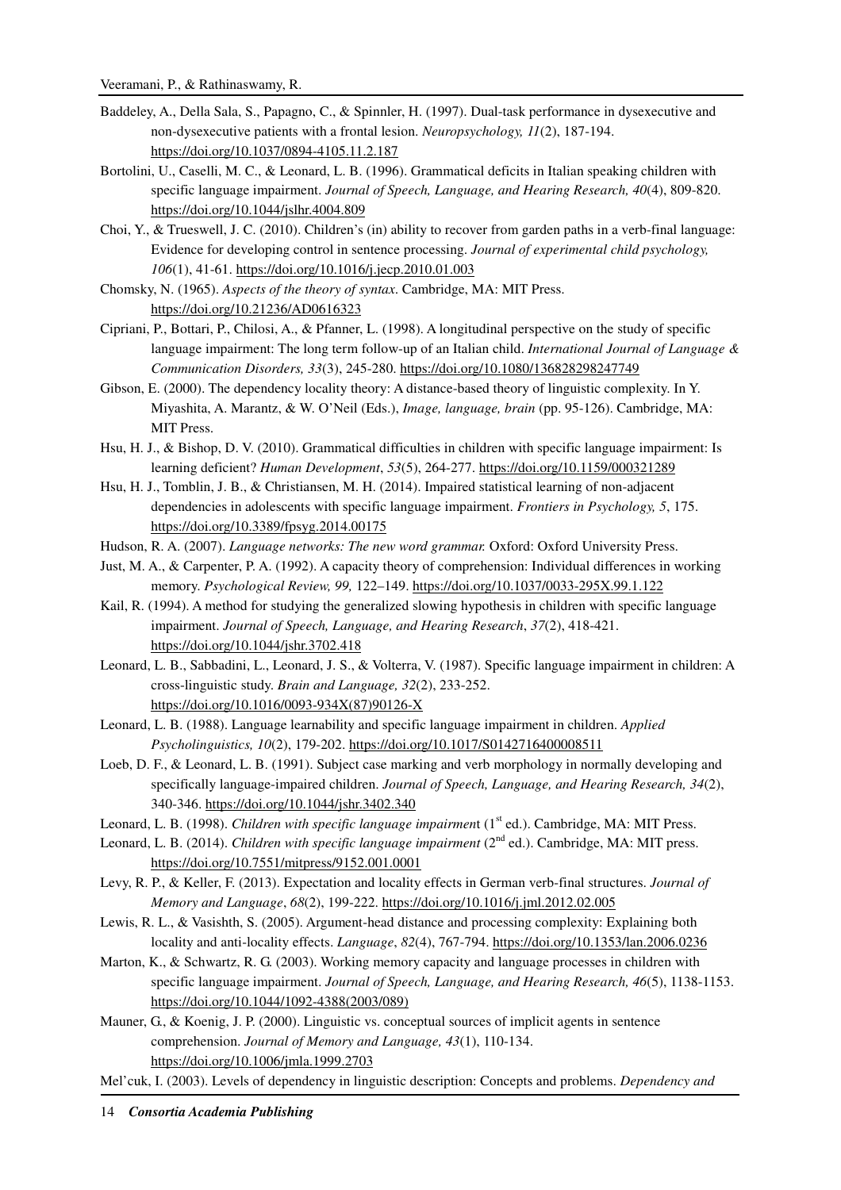Baddeley, A., Della Sala, S., Papagno, C., & Spinnler, H. (1997). Dual-task performance in dysexecutive and non-dysexecutive patients with a frontal lesion. *Neuropsychology, 11*(2), 187-194. https://doi.org/10.1037/0894-4105.11.2.187

Bortolini, U., Caselli, M. C., & Leonard, L. B. (1996). Grammatical deficits in Italian speaking children with specific language impairment. *Journal of Speech, Language, and Hearing Research, 40*(4), 809-820. https://doi.org/10.1044/jslhr.4004.809

Choi, Y., & Trueswell, J. C. (2010). Children's (in) ability to recover from garden paths in a verb-final language: Evidence for developing control in sentence processing. *Journal of experimental child psychology, 106*(1), 41-61. https://doi.org/10.1016/j.jecp.2010.01.003

Chomsky, N. (1965). *Aspects of the theory of syntax*. Cambridge, MA: MIT Press. https://doi.org/10.21236/AD0616323

Cipriani, P., Bottari, P., Chilosi, A., & Pfanner, L. (1998). A longitudinal perspective on the study of specific language impairment: The long term follow-up of an Italian child. *International Journal of Language & Communication Disorders, 33*(3), 245-280. https://doi.org/10.1080/136828298247749

Gibson, E. (2000). The dependency locality theory: A distance-based theory of linguistic complexity. In Y. Miyashita, A. Marantz, & W. O'Neil (Eds.), *Image, language, brain* (pp. 95-126). Cambridge, MA: MIT Press.

Hsu, H. J., & Bishop, D. V. (2010). Grammatical difficulties in children with specific language impairment: Is learning deficient? *Human Development*, *53*(5), 264-277. https://doi.org/10.1159/000321289

Hsu, H. J., Tomblin, J. B., & Christiansen, M. H. (2014). Impaired statistical learning of non-adjacent dependencies in adolescents with specific language impairment. *Frontiers in Psychology, 5*, 175. https://doi.org/10.3389/fpsyg.2014.00175

Hudson, R. A. (2007). *Language networks: The new word grammar.* Oxford: Oxford University Press.

Just, M. A., & Carpenter, P. A. (1992). A capacity theory of comprehension: Individual differences in working memory. *Psychological Review, 99,* 122–149. https://doi.org/10.1037/0033-295X.99.1.122

Kail, R. (1994). A method for studying the generalized slowing hypothesis in children with specific language impairment. *Journal of Speech, Language, and Hearing Research*, *37*(2), 418-421. https://doi.org/10.1044/jshr.3702.418

Leonard, L. B., Sabbadini, L., Leonard, J. S., & Volterra, V. (1987). Specific language impairment in children: A cross-linguistic study. *Brain and Language, 32*(2), 233-252. https://doi.org/10.1016/0093-934X(87)90126-X

Leonard, L. B. (1988). Language learnability and specific language impairment in children. *Applied Psycholinguistics, 10*(2), 179-202. https://doi.org/10.1017/S0142716400008511

Loeb, D. F., & Leonard, L. B. (1991). Subject case marking and verb morphology in normally developing and specifically language-impaired children. *Journal of Speech, Language, and Hearing Research, 34*(2), 340-346. https://doi.org/10.1044/jshr.3402.340

Leonard, L. B. (1998). *Children with specific language impairment* (1st ed.). Cambridge, MA: MIT Press.

Leonard, L. B. (2014). *Children with specific language impairment* (2nd ed.). Cambridge, MA: MIT press. https://doi.org/10.7551/mitpress/9152.001.0001

Levy, R. P., & Keller, F. (2013). Expectation and locality effects in German verb-final structures. *Journal of Memory and Language*, *68*(2), 199-222. https://doi.org/10.1016/j.jml.2012.02.005

Lewis, R. L., & Vasishth, S. (2005). Argument-head distance and processing complexity: Explaining both locality and anti-locality effects. *Language*, *82*(4), 767-794. https://doi.org/10.1353/lan.2006.0236

Marton, K., & Schwartz, R. G. (2003). Working memory capacity and language processes in children with specific language impairment. *Journal of Speech, Language, and Hearing Research, 46*(5), 1138-1153. https://doi.org/10.1044/1092-4388(2003/089)

Mauner, G., & Koenig, J. P. (2000). Linguistic vs. conceptual sources of implicit agents in sentence comprehension. *Journal of Memory and Language, 43*(1), 110-134. https://doi.org/10.1006/jmla.1999.2703

Mel'cuk, I. (2003). Levels of dependency in linguistic description: Concepts and problems. *Dependency and*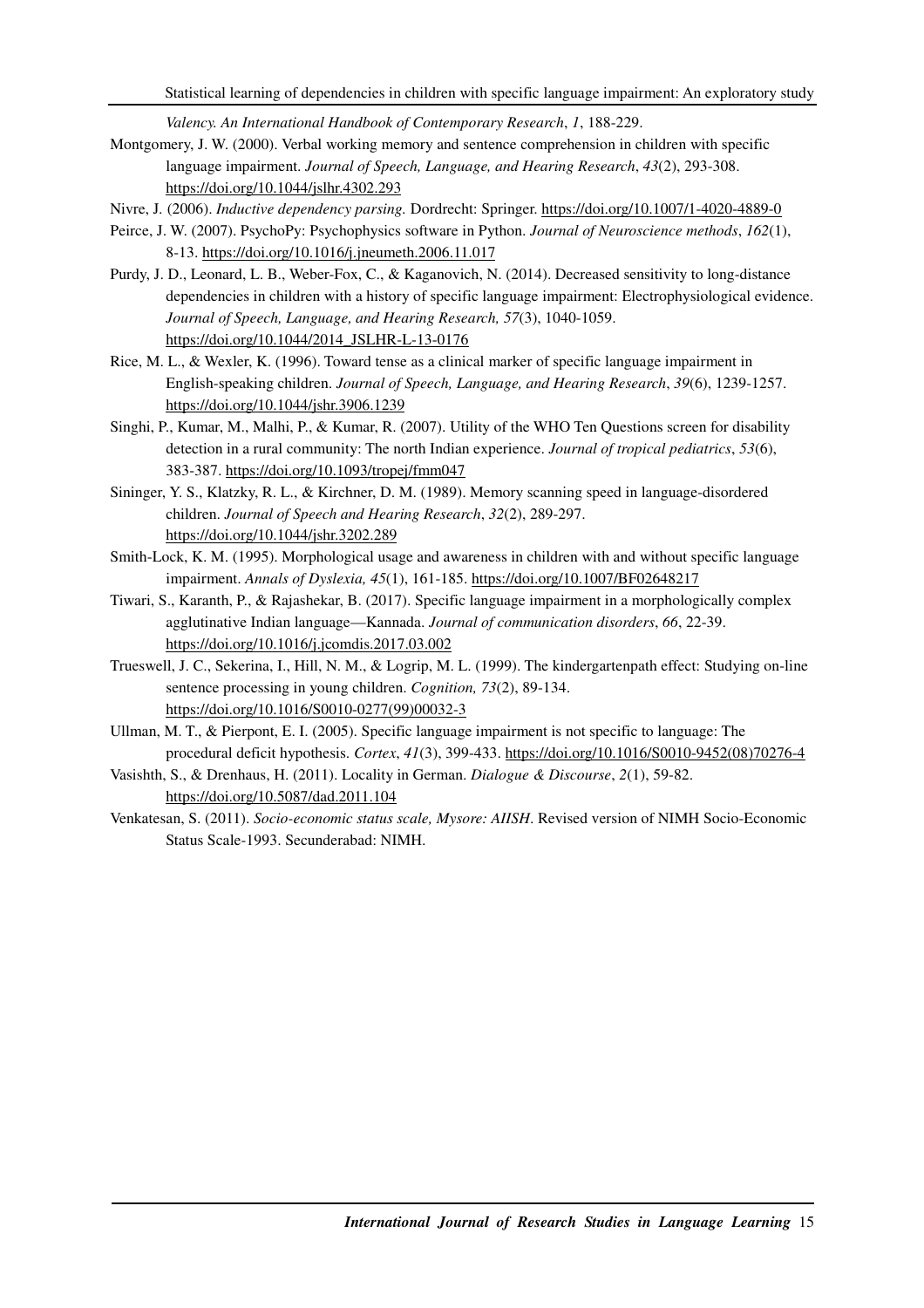*Valency. An International Handbook of Contemporary Research*, *1*, 188-229.

Montgomery, J. W. (2000). Verbal working memory and sentence comprehension in children with specific language impairment. *Journal of Speech, Language, and Hearing Research*, *43*(2), 293-308. https://doi.org/10.1044/jslhr.4302.293

Nivre, J. (2006). *Inductive dependency parsing.* Dordrecht: Springer. https://doi.org/10.1007/1-4020-4889-0

Peirce, J. W. (2007). PsychoPy: Psychophysics software in Python. *Journal of Neuroscience methods*, *162*(1), 8-13. https://doi.org/10.1016/j.jneumeth.2006.11.017

Purdy, J. D., Leonard, L. B., Weber-Fox, C., & Kaganovich, N. (2014). Decreased sensitivity to long-distance dependencies in children with a history of specific language impairment: Electrophysiological evidence. *Journal of Speech, Language, and Hearing Research, 57*(3), 1040-1059. https://doi.org/10.1044/2014_JSLHR-L-13-0176

Rice, M. L., & Wexler, K. (1996). Toward tense as a clinical marker of specific language impairment in English-speaking children. *Journal of Speech, Language, and Hearing Research*, *39*(6), 1239-1257. https://doi.org/10.1044/jshr.3906.1239

Singhi, P., Kumar, M., Malhi, P., & Kumar, R. (2007). Utility of the WHO Ten Questions screen for disability detection in a rural community: The north Indian experience. *Journal of tropical pediatrics*, *53*(6), 383-387. https://doi.org/10.1093/tropej/fmm047

Sininger, Y. S., Klatzky, R. L., & Kirchner, D. M. (1989). Memory scanning speed in language-disordered children. *Journal of Speech and Hearing Research*, *32*(2), 289-297. https://doi.org/10.1044/jshr.3202.289

Smith-Lock, K. M. (1995). Morphological usage and awareness in children with and without specific language impairment. *Annals of Dyslexia, 45*(1), 161-185. https://doi.org/10.1007/BF02648217

Tiwari, S., Karanth, P., & Rajashekar, B. (2017). Specific language impairment in a morphologically complex agglutinative Indian language—Kannada. *Journal of communication disorders*, *66*, 22-39. https://doi.org/10.1016/j.jcomdis.2017.03.002

Trueswell, J. C., Sekerina, I., Hill, N. M., & Logrip, M. L. (1999). The kindergartenpath effect: Studying on-line sentence processing in young children. *Cognition, 73*(2), 89-134. https://doi.org/10.1016/S0010-0277(99)00032-3

Ullman, M. T., & Pierpont, E. I. (2005). Specific language impairment is not specific to language: The procedural deficit hypothesis. *Cortex*, *41*(3), 399-433. https://doi.org/10.1016/S0010-9452(08)70276-4

Vasishth, S., & Drenhaus, H. (2011). Locality in German. *Dialogue & Discourse*, *2*(1), 59-82. https://doi.org/10.5087/dad.2011.104

Venkatesan, S. (2011). *Socio-economic status scale, Mysore: AIISH*. Revised version of NIMH Socio-Economic Status Scale-1993. Secunderabad: NIMH.